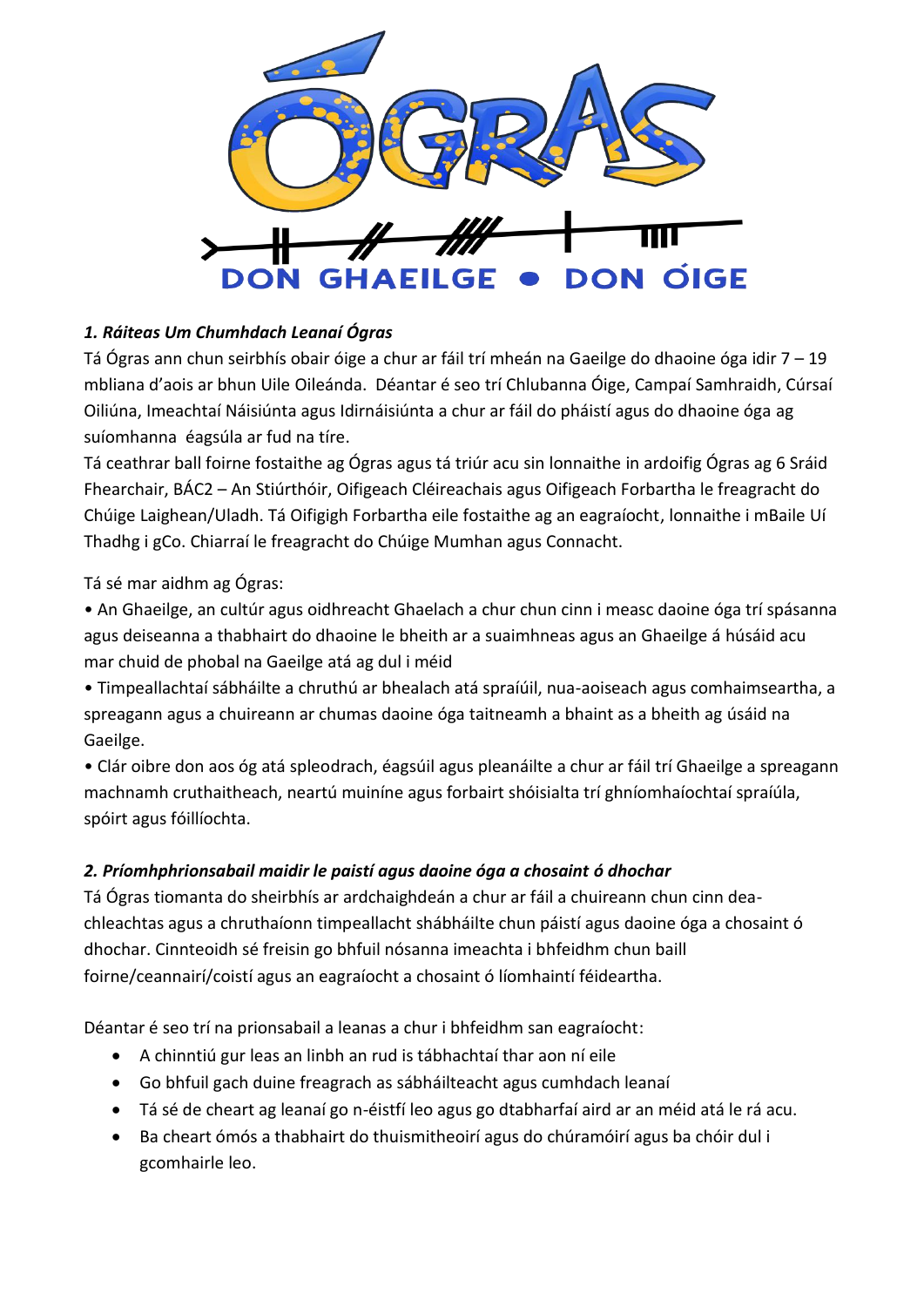ÓGRAS

DON GHAEILGE • DON ÓIGE

### *1. Ráiteas Um Chumhdach Leanaí Ógras*

Tá Ógras ann chun seirbhís obair óige a chur ar fáil trí mheán na Gaeilge do dhaoine óga idir 7 – 19 mbliana d'aois ar bhun Uile Oileánda. Déantar é seo trí Chlubanna Óige, Campaí Samhraidh, Cúrsaí Oiliúna, Imeachtaí Náisiúnta agus Idirnáisiúnta a chur ar fáil do pháistí agus do dhaoine óga ag suíomhanna éagsúla ar fud na tíre.

Tá ceathrar ball foirne fostaithe ag Ógras agus tá triúr acu sin lonnaithe in ardoifig Ógras ag 6 Sráid Fhearchair, BÁC2 – An Stiúrthóir, Oifigeach Cléireachais agus Oifigeach Forbartha le freagracht do Chúige Laighean/Uladh. Tá Oifigigh Forbartha eile fostaithe ag an eagraíocht, lonnaithe i mBaile Uí Thadhg i gCo. Chiarraí le freagracht do Chúige Mumhan agus Connacht.

Tá sé mar aidhm ag Ógras:

• An Ghaeilge, an cultúr agus oidhreacht Ghaelach a chur chun cinn i measc daoine óga trí spásanna agus deiseanna a thabhairt do dhaoine le bheith ar a suaimhneas agus an Ghaeilge á húsáid acu mar chuid de phobal na Gaeilge atá ag dul i méid

• Timpeallachtaí sábháilte a chruthú ar bhealach atá spraíúil, nua-aoiseach agus comhaimseartha, a spreagann agus a chuireann ar chumas daoine óga taitneamh a bhaint as a bheith ag úsáid na Gaeilge.

• Clár oibre don aos óg atá spleodrach, éagsúil agus pleanáilte a chur ar fáil trí Ghaeilge a spreagann machnamh cruthaitheach, neartú muiníne agus forbairt shóisialta trí ghníomhaíochtaí spraíúla, spóirt agus fóillíochta.

### *2. Príomhphrionsabail maidir le paistí agus daoine óga a chosaint ó dhochar*

Tá Ógras tiomanta do sheirbhís ar ardchaighdeán a chur ar fáil a chuireann chun cinn dea-chleachtas agus a chruthaíonn timpeallacht shábháilte chun páistí agus daoine óga a chosaint ó dhochar. Cinnteoidh sé freisin go bhfuil nósanna imeachta i bhfeidhm chun baill foirne/ceannairí/coistí agus an eagraíocht a chosaint ó líomhaintí féideartha.

Déantar é seo trí na prionsabail a leanas a chur i bhfeidhm san eagraíocht:

- A chinntiú gur leas an linbh an rud is tábhachtaí thar aon ní eile
- Go bhfuil gach duine freagrach as sábháilteacht agus cumhdach leanaí
- Tá sé de cheart ag leanaí go n-éistfí leo agus go dtabharfaí aird ar an méid atá le rá acu.
- Ba cheart ómós a thabhairt do thuismitheoirí agus do chúramóirí agus ba chóir dul i gcomhairle leo.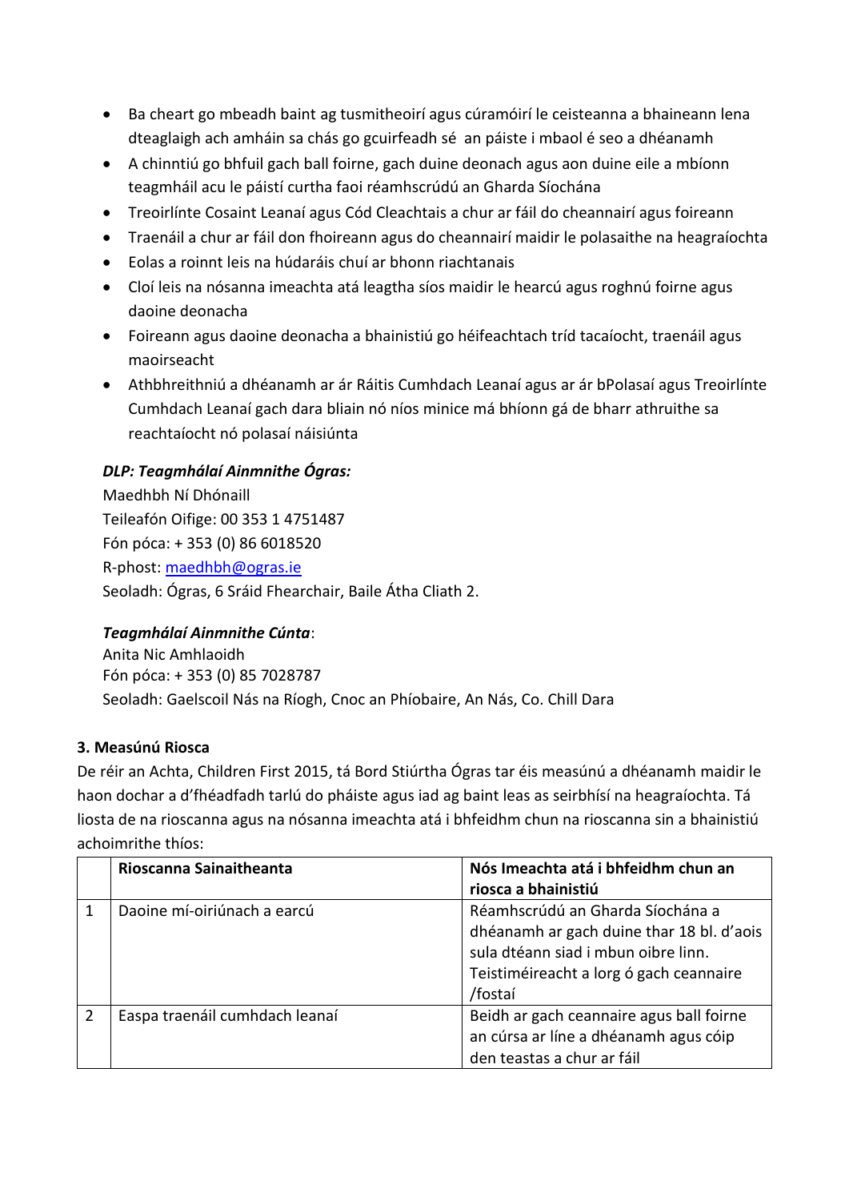- Ba cheart go mbeadh baint ag tusmitheoirí agus cúramóirí le ceisteanna a bhaineann lena dteaglaigh ach amháin sa chás go gcuirfeadh sé an páiste i mbaol é seo a dhéanamh
- A chinntiú go bhfuil gach ball foirne, gach duine deonach agus aon duine eile a mbíonn teagmháil acu le páistí curtha faoi réamhscrúdú an Gharda Síochána
- Treoirlínte Cosaint Leanaí agus Cód Cleachtais a chur ar fáil do cheannairí agus foireann
- Traenáil a chur ar fáil don fhoireann agus do cheannairí maidir le polasaithe na heagraíochta
- Eolas a roinnt leis na húdaráis chuí ar bhonn riachtanais
- Cloí leis na nósanna imeachta atá leagtha síos maidir le hearcú agus roghnú foirne agus daoine deonacha
- Foireann agus daoine deonacha a bhainistiú go héifeachtach tríd tacaíocht, traenáil agus maoirseacht
- Athbhreithniú a dhéanamh ar ár Ráitis Cumhdach Leanaí agus ar ár bPolasaí agus Treoirlínte Cumhdach Leanaí gach dara bliain nó níos minice má bhíonn gá de bharr athruithe sa reachtaíocht nó polasaí náisiúnta

***DLP: Teagmhálaí Ainmnithe Ógras:***
Maedhbh Ní Dhónaill
Teileafón Oifige: 00 353 1 4751487
Fón póca: + 353 (0) 86 6018520
R-phost: maedhbh@ogras.ie
Seoladh: Ógras, 6 Sráid Fhearchair, Baile Átha Cliath 2.

***Teagmhálaí Ainmnithe Cúnta***:
Anita Nic Amhlaoidh
Fón póca: + 353 (0) 85 7028787
Seoladh: Gaelscoil Nás na Ríogh, Cnoc an Phíobaire, An Nás, Co. Chill Dara

**3. Measúnú Riosca**

De réir an Achta, Children First 2015, tá Bord Stiúrtha Ógras tar éis measúnú a dhéanamh maidir le haon dochar a d'fhéadfadh tarlú do pháiste agus iad ag baint leas as seirbhísí na heagraíochta. Tá liosta de na rioscanna agus na nósanna imeachta atá i bhfeidhm chun na rioscanna sin a bhainistiú achoimrithe thíos:

| | **Rioscanna Sainaitheanta** | **Nós Imeachta atá i bhfeidhm chun an riosca a bhainistiú** |
|---|---|---|
| 1 | Daoine mí-oiriúnach a earcú | Réamhscrúdú an Gharda Síochána a dhéanamh ar gach duine thar 18 bl. d'aois sula dtéann siad i mbun oibre linn. Teistiméireacht a lorg ó gach ceannaire /fostaí |
| 2 | Easpa traenáil cumhdach leanaí | Beidh ar gach ceannaire agus ball foirne an cúrsa ar líne a dhéanamh agus cóip den teastas a chur ar fáil |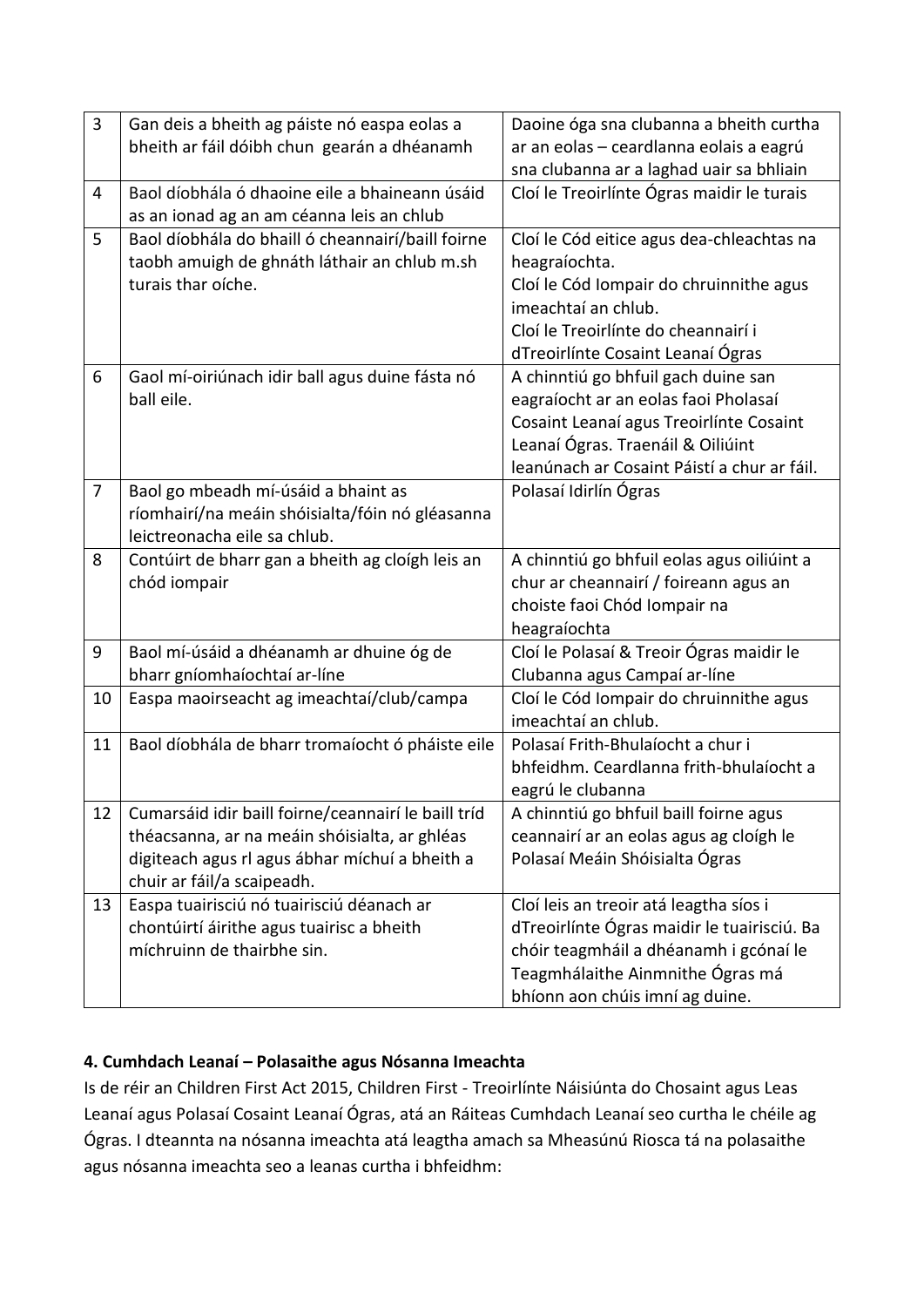| | | |
|---|---|---|
| 3 | Gan deis a bheith ag páiste nó easpa eolas a bheith ar fáil dóibh chun gearán a dhéanamh | Daoine óga sna clubanna a bheith curtha ar an eolas – ceardlanna eolais a eagrú sna clubanna ar a laghad uair sa bhliain |
| 4 | Baol díobhála ó dhaoine eile a bhaineann úsáid as an ionad ag an am céanna leis an chlub | Cloí le Treoirlínte Ógras maidir le turais |
| 5 | Baol díobhála do bhaill ó cheannairí/baill foirne taobh amuigh de ghnáth láthair an chlub m.sh turais thar oíche. | Cloí le Cód eitice agus dea-chleachtas na heagraíochta.<br>Cloí le Cód Iompair do chruinnithe agus imeachtaí an chlub.<br>Cloí le Treoirlínte do cheannairí i dTreoirlínte Cosaint Leanaí Ógras |
| 6 | Gaol mí-oiriúnach idir ball agus duine fásta nó ball eile. | A chinntiú go bhfuil gach duine san eagraíocht ar an eolas faoi Pholasaí Cosaint Leanaí agus Treoirlínte Cosaint Leanaí Ógras. Traenáil & Oiliúint leanúnach ar Cosaint Páistí a chur ar fáil. |
| 7 | Baol go mbeadh mí-úsáid a bhaint as ríomhairí/na meáin shóisialta/fóin nó gléasanna leictreonacha eile sa chlub. | Polasaí Idirlín Ógras |
| 8 | Contúirt de bharr gan a bheith ag cloígh leis an chód iompair | A chinntiú go bhfuil eolas agus oiliúint a chur ar cheannairí / foireann agus an choiste faoi Chód Iompair na heagraíochta |
| 9 | Baol mí-úsáid a dhéanamh ar dhuine óg de bharr gníomhaíochtaí ar-líne | Cloí le Polasaí & Treoir Ógras maidir le Clubanna agus Campaí ar-líne |
| 10 | Easpa maoirseacht ag imeachtaí/club/campa | Cloí le Cód Iompair do chruinnithe agus imeachtaí an chlub. |
| 11 | Baol díobhála de bharr tromaíocht ó pháiste eile | Polasaí Frith-Bhulaíocht a chur i bhfeidhm. Ceardlanna frith-bhulaíocht a eagrú le clubanna |
| 12 | Cumarsáid idir baill foirne/ceannairí le baill tríd théacsanna, ar na meáin shóisialta, ar ghléas digiteach agus rl agus ábhar míchuí a bheith a chuir ar fáil/a scaipeadh. | A chinntiú go bhfuil baill foirne agus ceannairí ar an eolas agus ag cloígh le Polasaí Meáin Shóisialta Ógras |
| 13 | Easpa tuairisciú nó tuairisciú déanach ar chontúirtí áirithe agus tuairisc a bheith míchruinn de thairbhe sin. | Cloí leis an treoir atá leagtha síos i dTreoirlínte Ógras maidir le tuairisciú. Ba chóir teagmháil a dhéanamh i gcónaí le Teagmhálaithe Ainmnithe Ógras má bhíonn aon chúis imní ag duine. |

**4. Cumhdach Leanaí – Polasaithe agus Nósanna Imeachta**

Is de réir an Children First Act 2015, Children First - Treoirlínte Náisiúnta do Chosaint agus Leas Leanaí agus Polasaí Cosaint Leanaí Ógras, atá an Ráiteas Cumhdach Leanaí seo curtha le chéile ag Ógras. I dteannta na nósanna imeachta atá leagtha amach sa Mheasúnú Riosca tá na polasaithe agus nósanna imeachta seo a leanas curtha i bhfeidhm: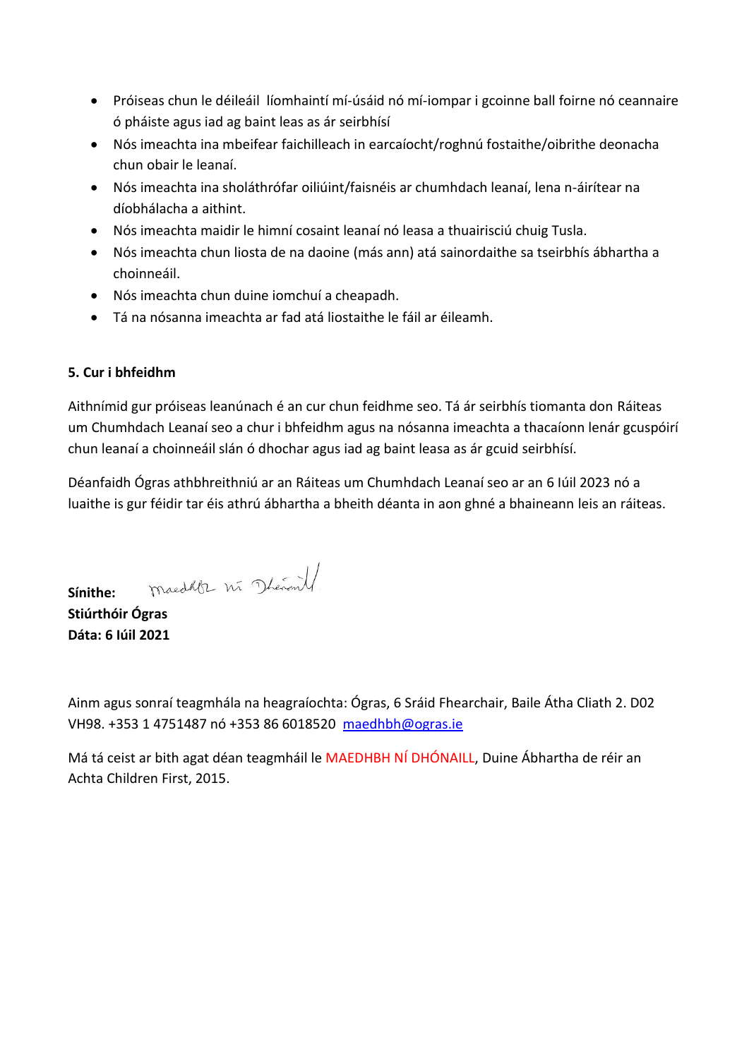- Próiseas chun le déileáil líomhaintí mí-úsáid nó mí-iompar i gcoinne ball foirne nó ceannaire ó pháiste agus iad ag baint leas as ár seirbhísí
- Nós imeachta ina mbeifear faichilleach in earcaíocht/roghnú fostaithe/oibrithe deonacha chun obair le leanaí.
- Nós imeachta ina sholáthrófar oiliúint/faisnéis ar chumhdach leanaí, lena n-áirítear na díobhálacha a aithint.
- Nós imeachta maidir le himní cosaint leanaí nó leasa a thuairisciú chuig Tusla.
- Nós imeachta chun liosta de na daoine (más ann) atá sainordaithe sa tseirbhís ábhartha a choinneáil.
- Nós imeachta chun duine iomchuí a cheapadh.
- Tá na nósanna imeachta ar fad atá liostaithe le fáil ar éileamh.

**5. Cur i bhfeidhm**

Aithnímid gur próiseas leanúnach é an cur chun feidhme seo. Tá ár seirbhís tiomanta don Ráiteas um Chumhdach Leanaí seo a chur i bhfeidhm agus na nósanna imeachta a thacaíonn lenár gcuspóirí chun leanaí a choinneáil slán ó dhochar agus iad ag baint leasa as ár gcuid seirbhísí.

Déanfaidh Ógras athbhreithniú ar an Ráiteas um Chumhdach Leanaí seo ar an 6 Iúil 2023 nó a luaithe is gur féidir tar éis athrú ábhartha a bheith déanta in aon ghné a bhaineann leis an ráiteas.

**Sínithe:** Maedhbh Ní Dhónaill
**Stiúrthóir Ógras**
**Dáta: 6 Iúil 2021**

Ainm agus sonraí teagmhála na heagraíochta: Ógras, 6 Sráid Fhearchair, Baile Átha Cliath 2. D02 VH98. +353 1 4751487 nó +353 86 6018520 maedhbh@ogras.ie

Má tá ceist ar bith agat déan teagmháil le MAEDHBH NÍ DHÓNAILL, Duine Ábhartha de réir an Achta Children First, 2015.